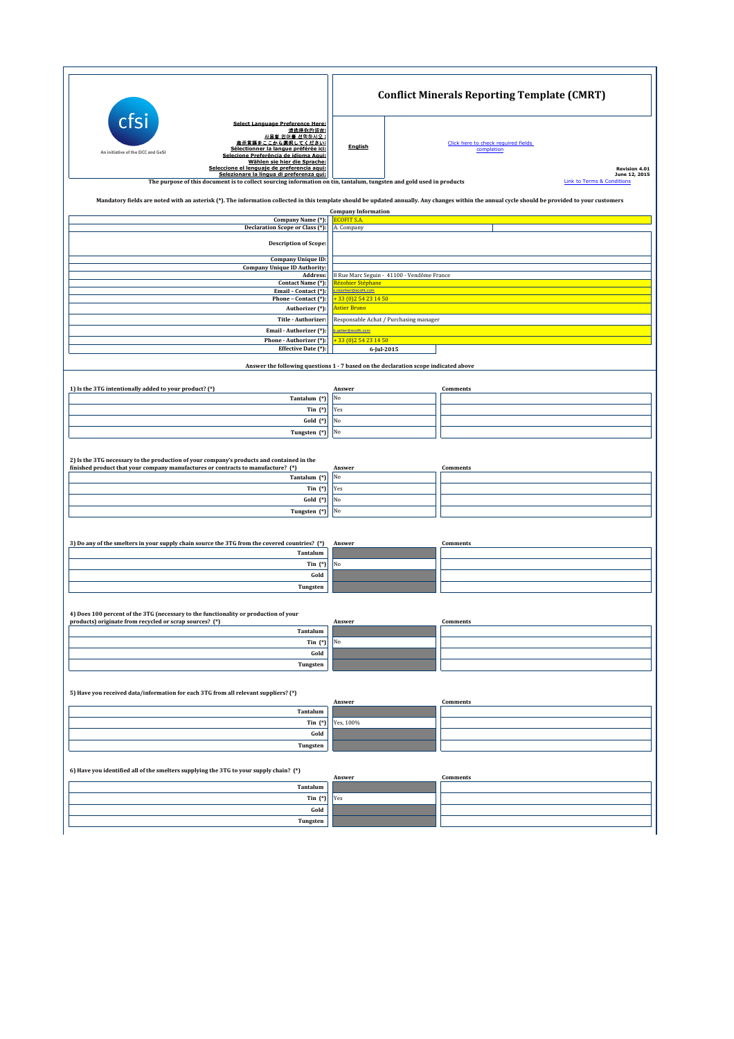cfsi

An initiative of the EICC and GeSI

**Select Language Preference Here:**
请选择你的语言:
사용할 언어를 선택하시오 :
表示言語をここから選択してください:
Sélectionner la langue préférée ici:
Selecione Preferência de idioma Aqui:
Wählen sie hier die Sprache:
Seleccione el lenguaje de preferencia aqui:
Selezionare la lingua di preferenza qui:

# Conflict Minerals Reporting Template (CMRT)

English

Click here to check required fields completion

Revision 4.01
June 12, 2015

The purpose of this document is to collect sourcing information on tin, tantalum, tungsten and gold used in products

Link to Terms & Conditions

Mandatory fields are noted with an asterisk (*). The information collected in this template should be updated annually. Any changes within the annual cycle should be provided to your customers

## Company Information

| Field | Value |
|---|---|
| Company Name (*): | ECOFIT S.A. |
| Declaration Scope or Class (*): | A. Company |
| Description of Scope: | |
| Company Unique ID: | |
| Company Unique ID Authority: | |
| Address: | 8 Rue Marc Seguin - 41100 - Vendôme France |
| Contact Name (*): | Rézohier Stéphane |
| Email – Contact (*): | s.rezohier@ecofit.com |
| Phone – Contact (*): | + 33 (0)2 54 23 14 50 |
| Authorizer (*): | Astier Bruno |
| Title - Authorizer: | Responsable Achat / Purchasing manager |
| Email - Authorizer (*): | b.astier@ecofit.com |
| Phone - Authorizer (*): | + 33 (0)2 54 23 14 50 |
| Effective Date (*): | 6-Jul-2015 |

Answer the following questions 1 - 7 based on the declaration scope indicated above

| 1) Is the 3TG intentionally added to your product? (*) | Answer | Comments |
|---|---|---|
| Tantalum (*) | No | |
| Tin (*) | Yes | |
| Gold (*) | No | |
| Tungsten (*) | No | |

| 2) Is the 3TG necessary to the production of your company's products and contained in the finished product that your company manufactures or contracts to manufacture? (*) | Answer | Comments |
|---|---|---|
| Tantalum (*) | No | |
| Tin (*) | Yes | |
| Gold (*) | No | |
| Tungsten (*) | No | |

| 3) Do any of the smelters in your supply chain source the 3TG from the covered countries? (*) | Answer | Comments |
|---|---|---|
| Tantalum | | |
| Tin (*) | No | |
| Gold | | |
| Tungsten | | |

| 4) Does 100 percent of the 3TG (necessary to the functionality or production of your products) originate from recycled or scrap sources? (*) | Answer | Comments |
|---|---|---|
| Tantalum | | |
| Tin (*) | No | |
| Gold | | |
| Tungsten | | |

| 5) Have you received data/information for each 3TG from all relevant suppliers? (*) | Answer | Comments |
|---|---|---|
| Tantalum | | |
| Tin (*) | Yes, 100% | |
| Gold | | |
| Tungsten | | |

| 6) Have you identified all of the smelters supplying the 3TG to your supply chain? (*) | Answer | Comments |
|---|---|---|
| Tantalum | | |
| Tin (*) | Yes | |
| Gold | | |
| Tungsten | | |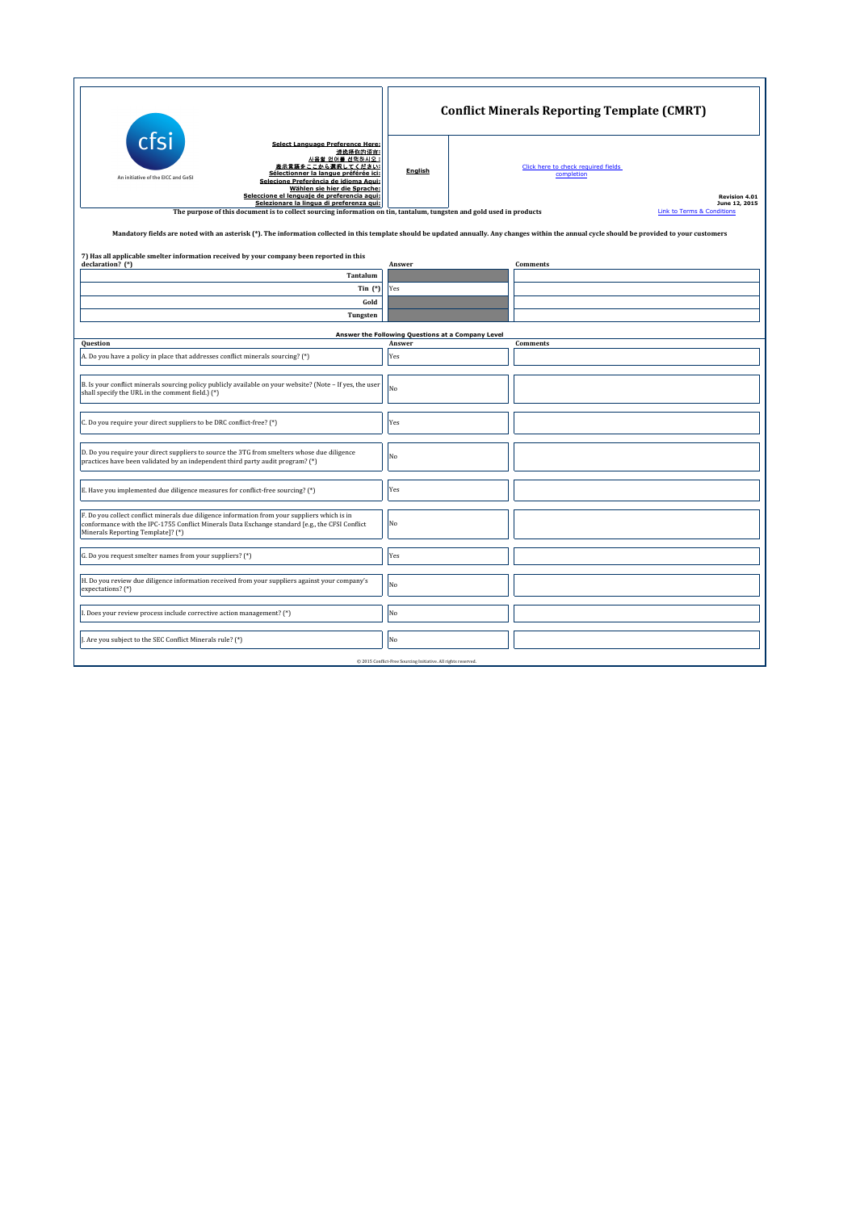cfsi

An initiative of the EICC and GeSI

**Select Language Preference Here:**
**请选择你的语言:**
**사용할 언어를 선택하시오 :**
**表示言語をここから選択してください:**
**Sélectionner la langue préférée ici:**
**Selecione Preferência de idioma Aqui:**
**Wählen sie hier die Sprache:**
**Seleccione el lenguaje de preferencia aqui:**
**Selezionare la lingua di preferenza qui:**

**English**

# Conflict Minerals Reporting Template (CMRT)

Click here to check required fields completion

**Revision 4.01**
**June 12, 2015**

Link to Terms & Conditions

**The purpose of this document is to collect sourcing information on tin, tantalum, tungsten and gold used in products**

**Mandatory fields are noted with an asterisk (*). The information collected in this template should be updated annually. Any changes within the annual cycle should be provided to your customers**

| 7) Has all applicable smelter information received by your company been reported in this declaration? (*) | Answer | Comments |
|---|---|---|
| Tantalum | | |
| Tin (*) | Yes | |
| Gold | | |
| Tungsten | | |

**Answer the Following Questions at a Company Level**

| Question | Answer | Comments |
|---|---|---|
| A. Do you have a policy in place that addresses conflict minerals sourcing? (*) | Yes | |
| B. Is your conflict minerals sourcing policy publicly available on your website? (Note – If yes, the user shall specify the URL in the comment field.) (*) | No | |
| C. Do you require your direct suppliers to be DRC conflict-free? (*) | Yes | |
| D. Do you require your direct suppliers to source the 3TG from smelters whose due diligence practices have been validated by an independent third party audit program? (*) | No | |
| E. Have you implemented due diligence measures for conflict-free sourcing? (*) | Yes | |
| F. Do you collect conflict minerals due diligence information from your suppliers which is in conformance with the IPC-1755 Conflict Minerals Data Exchange standard [e.g., the CFSI Conflict Minerals Reporting Template]? (*) | No | |
| G. Do you request smelter names from your suppliers? (*) | Yes | |
| H. Do you review due diligence information received from your suppliers against your company's expectations? (*) | No | |
| I. Does your review process include corrective action management? (*) | No | |
| J. Are you subject to the SEC Conflict Minerals rule? (*) | No | |

© 2015 Conflict-Free Sourcing Initiative. All rights reserved.